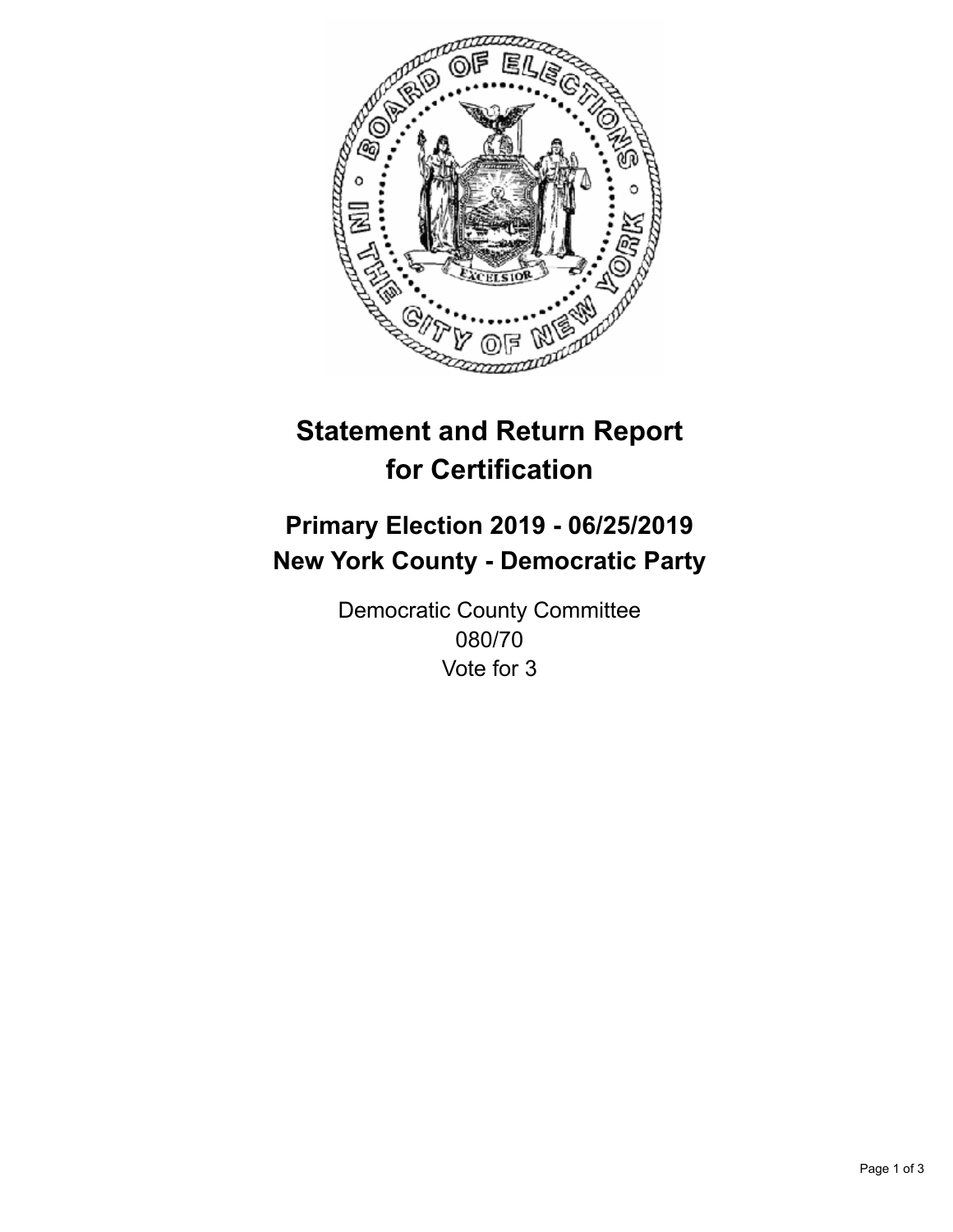# Statement and Return Report for Certification

## Primary Election 2019 - 06/25/2019
## New York County - Democratic Party

Democratic County Committee
080/70
Vote for 3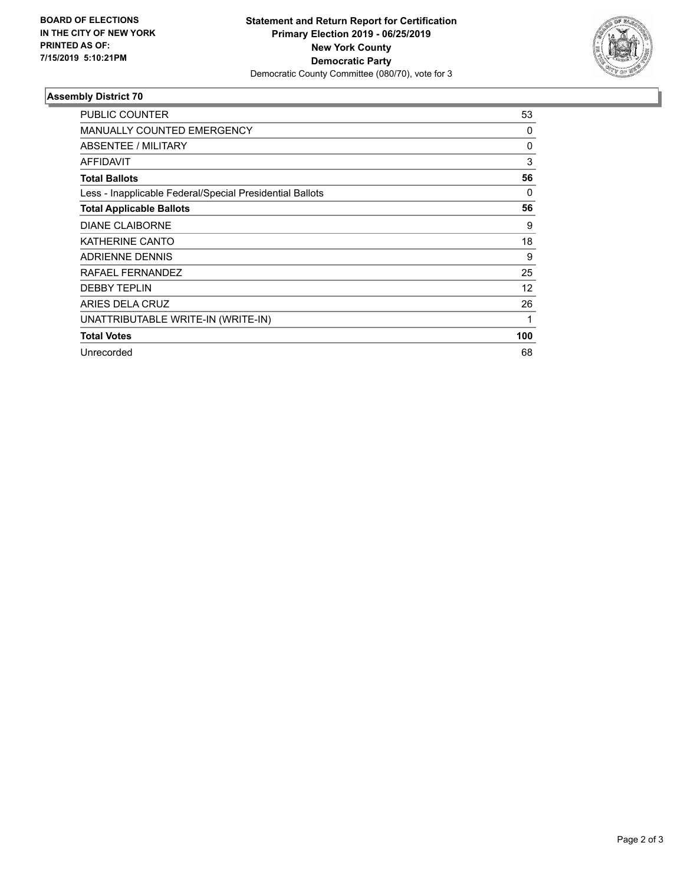**BOARD OF ELECTIONS IN THE CITY OF NEW YORK PRINTED AS OF: 7/15/2019 5:10:21PM**

**Statement and Return Report for Certification**
**Primary Election 2019 - 06/25/2019**
**New York County**
**Democratic Party**
Democratic County Committee (080/70), vote for 3

### Assembly District 70

| | |
|---|---|
| PUBLIC COUNTER | 53 |
| MANUALLY COUNTED EMERGENCY | 0 |
| ABSENTEE / MILITARY | 0 |
| AFFIDAVIT | 3 |
| **Total Ballots** | **56** |
| Less - Inapplicable Federal/Special Presidential Ballots | 0 |
| **Total Applicable Ballots** | **56** |
| DIANE CLAIBORNE | 9 |
| KATHERINE CANTO | 18 |
| ADRIENNE DENNIS | 9 |
| RAFAEL FERNANDEZ | 25 |
| DEBBY TEPLIN | 12 |
| ARIES DELA CRUZ | 26 |
| UNATTRIBUTABLE WRITE-IN (WRITE-IN) | 1 |
| **Total Votes** | **100** |
| Unrecorded | 68 |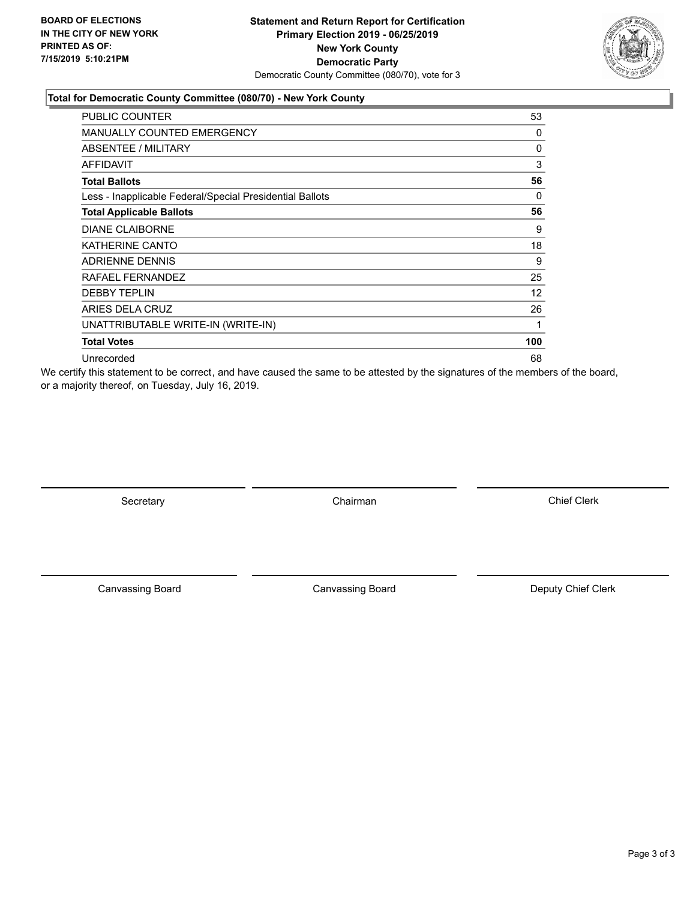**BOARD OF ELECTIONS IN THE CITY OF NEW YORK PRINTED AS OF: 7/15/2019 5:10:21PM**

**Statement and Return Report for Certification Primary Election 2019 - 06/25/2019 New York County Democratic Party**

Democratic County Committee (080/70), vote for 3

### Total for Democratic County Committee (080/70) - New York County

| | |
|---|---|
| PUBLIC COUNTER | 53 |
| MANUALLY COUNTED EMERGENCY | 0 |
| ABSENTEE / MILITARY | 0 |
| AFFIDAVIT | 3 |
| **Total Ballots** | **56** |
| Less - Inapplicable Federal/Special Presidential Ballots | 0 |
| **Total Applicable Ballots** | **56** |
| DIANE CLAIBORNE | 9 |
| KATHERINE CANTO | 18 |
| ADRIENNE DENNIS | 9 |
| RAFAEL FERNANDEZ | 25 |
| DEBBY TEPLIN | 12 |
| ARIES DELA CRUZ | 26 |
| UNATTRIBUTABLE WRITE-IN (WRITE-IN) | 1 |
| **Total Votes** | **100** |
| Unrecorded | 68 |

We certify this statement to be correct, and have caused the same to be attested by the signatures of the members of the board, or a majority thereof, on Tuesday, July 16, 2019.

Secretary

Chairman

Chief Clerk

Canvassing Board

Canvassing Board

Deputy Chief Clerk